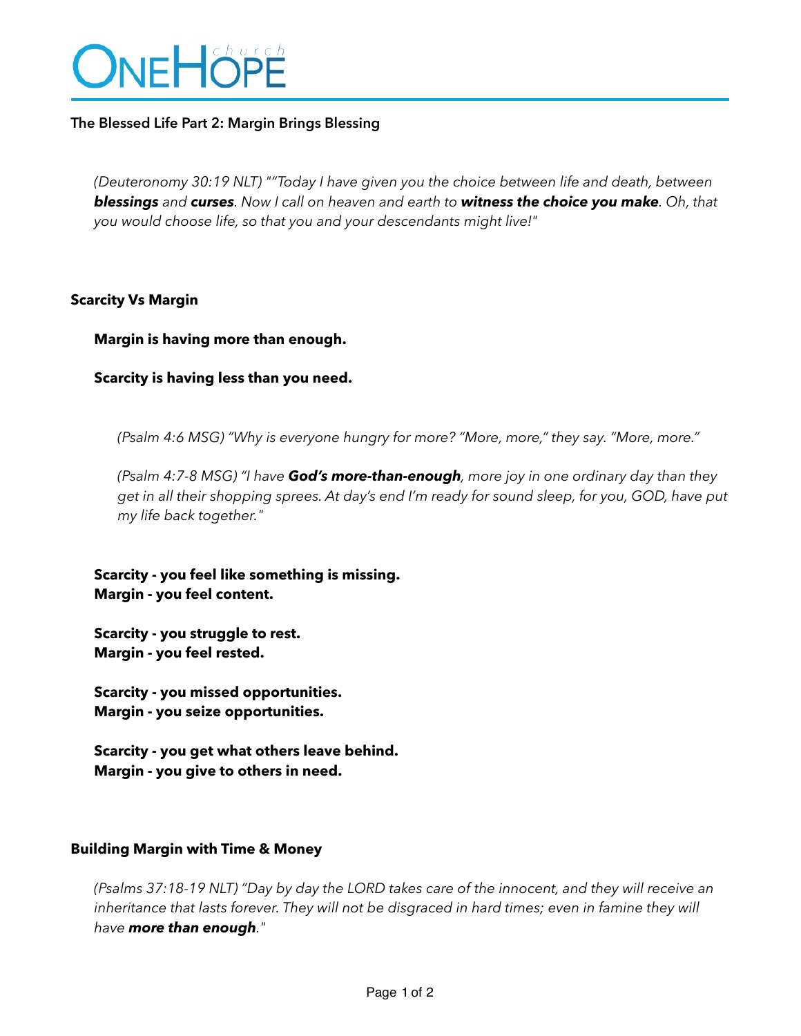**ONEHOPE** church

## The Blessed Life Part 2: Margin Brings Blessing

*(Deuteronomy 30:19 NLT) ""Today I have given you the choice between life and death, between* ***blessings*** *and* ***curses****. Now I call on heaven and earth to* ***witness the choice you make****. Oh, that you would choose life, so that you and your descendants might live!"*

### Scarcity Vs Margin

**Margin is having more than enough.**

**Scarcity is having less than you need.**

*(Psalm 4:6 MSG) "Why is everyone hungry for more? "More, more," they say. "More, more."*

*(Psalm 4:7-8 MSG) "I have* ***God's more-than-enough****, more joy in one ordinary day than they get in all their shopping sprees. At day's end I'm ready for sound sleep, for you, GOD, have put my life back together."*

**Scarcity - you feel like something is missing.**
**Margin - you feel content.**

**Scarcity - you struggle to rest.**
**Margin - you feel rested.**

**Scarcity - you missed opportunities.**
**Margin - you seize opportunities.**

**Scarcity - you get what others leave behind.**
**Margin - you give to others in need.**

### Building Margin with Time & Money

*(Psalms 37:18-19 NLT) "Day by day the LORD takes care of the innocent, and they will receive an inheritance that lasts forever. They will not be disgraced in hard times; even in famine they will have* ***more than enough****."*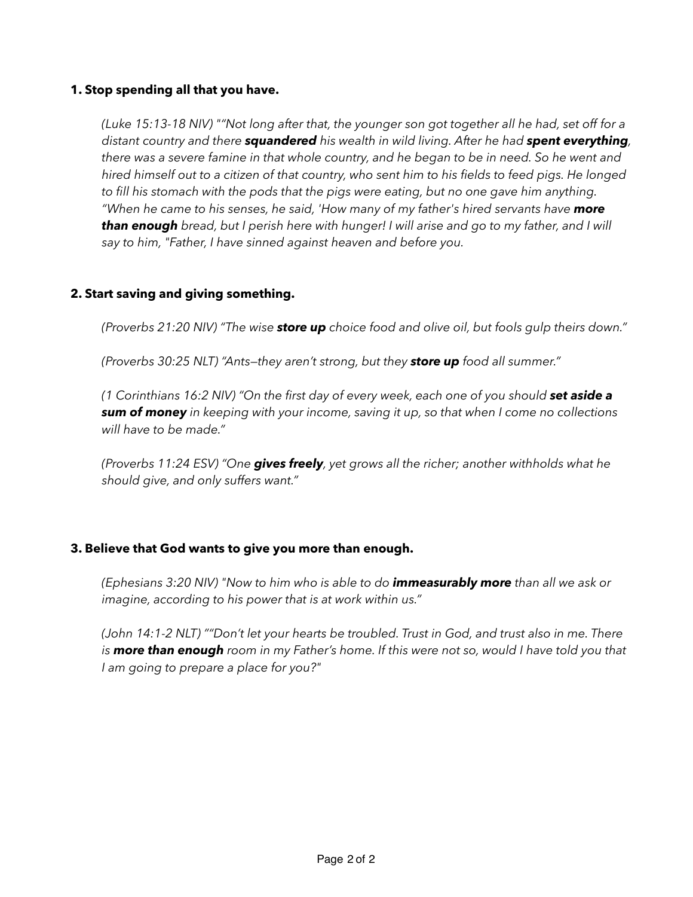**1. Stop spending all that you have.**

*(Luke 15:13-18 NIV) ""Not long after that, the younger son got together all he had, set off for a distant country and there* ***squandered*** *his wealth in wild living. After he had* ***spent everything****, there was a severe famine in that whole country, and he began to be in need. So he went and hired himself out to a citizen of that country, who sent him to his fields to feed pigs. He longed to fill his stomach with the pods that the pigs were eating, but no one gave him anything. "When he came to his senses, he said, 'How many of my father's hired servants have* ***more than enough*** *bread, but I perish here with hunger! I will arise and go to my father, and I will say to him, "Father, I have sinned against heaven and before you.*

**2. Start saving and giving something.**

*(Proverbs 21:20 NIV) "The wise* ***store up*** *choice food and olive oil, but fools gulp theirs down."*

*(Proverbs 30:25 NLT) "Ants—they aren't strong, but they* ***store up*** *food all summer."*

*(1 Corinthians 16:2 NIV) "On the first day of every week, each one of you should* ***set aside a sum of money*** *in keeping with your income, saving it up, so that when I come no collections will have to be made."*

*(Proverbs 11:24 ESV) "One* ***gives freely****, yet grows all the richer; another withholds what he should give, and only suffers want."*

**3. Believe that God wants to give you more than enough.**

*(Ephesians 3:20 NIV) "Now to him who is able to do* ***immeasurably more*** *than all we ask or imagine, according to his power that is at work within us."*

*(John 14:1-2 NLT) ""Don't let your hearts be troubled. Trust in God, and trust also in me. There is* ***more than enough*** *room in my Father's home. If this were not so, would I have told you that I am going to prepare a place for you?"*